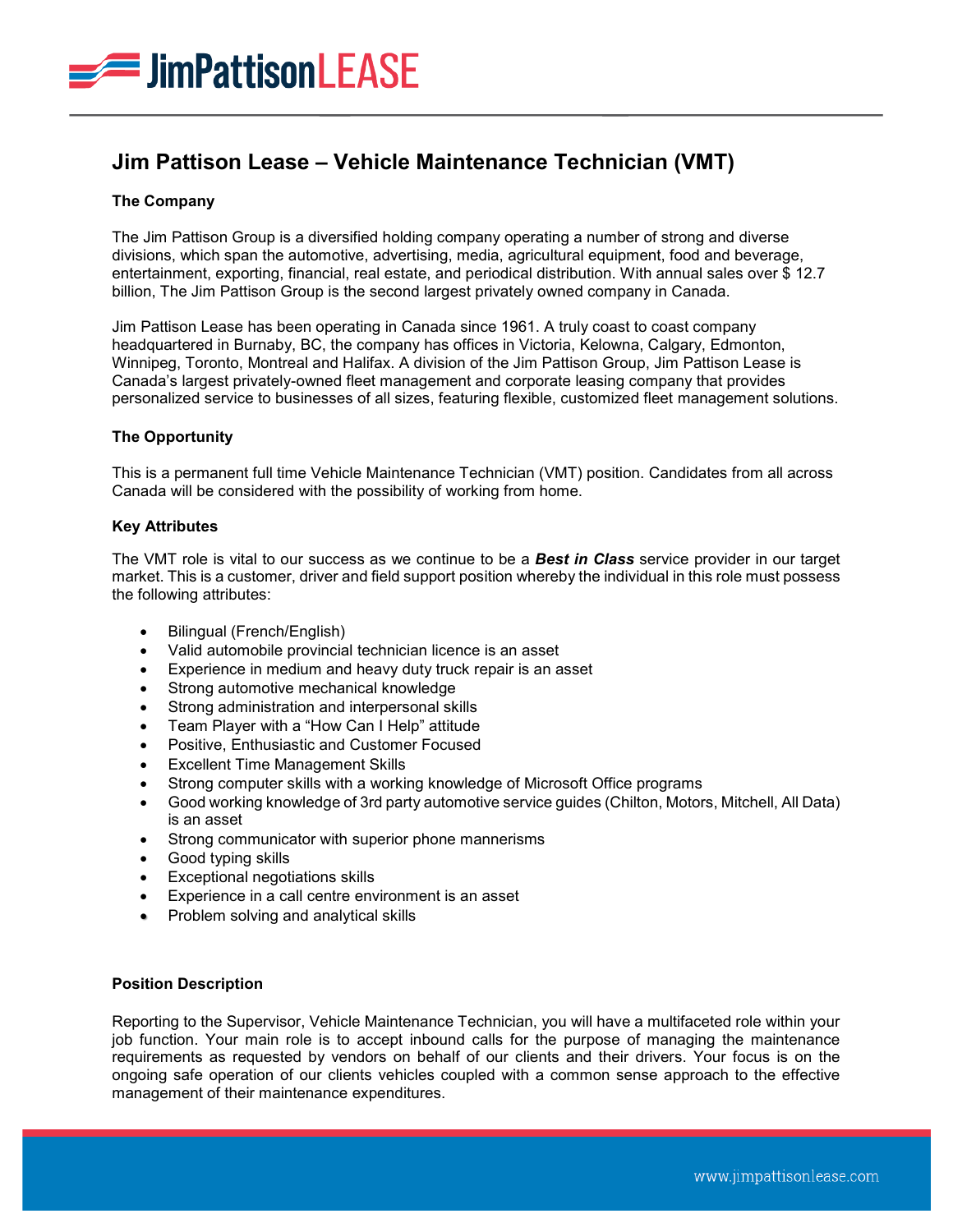# Jim Pattison Lease – Vehicle Maintenance Technician (VMT)

## The Company

The Jim Pattison Group is a diversified holding company operating a number of strong and diverse divisions, which span the automotive, advertising, media, agricultural equipment, food and beverage, entertainment, exporting, financial, real estate, and periodical distribution. With annual sales over $ 12.7 billion, The Jim Pattison Group is the second largest privately owned company in Canada.

Jim Pattison Lease has been operating in Canada since 1961. A truly coast to coast company headquartered in Burnaby, BC, the company has offices in Victoria, Kelowna, Calgary, Edmonton, Winnipeg, Toronto, Montreal and Halifax. A division of the Jim Pattison Group, Jim Pattison Lease is Canada's largest privately-owned fleet management and corporate leasing company that provides personalized service to businesses of all sizes, featuring flexible, customized fleet management solutions.

## The Opportunity

This is a permanent full time Vehicle Maintenance Technician (VMT) position. Candidates from all across Canada will be considered with the possibility of working from home.

## Key Attributes

The VMT role is vital to our success as we continue to be a ***Best in Class*** service provider in our target market. This is a customer, driver and field support position whereby the individual in this role must possess the following attributes:

- Bilingual (French/English)
- Valid automobile provincial technician licence is an asset
- Experience in medium and heavy duty truck repair is an asset
- Strong automotive mechanical knowledge
- Strong administration and interpersonal skills
- Team Player with a "How Can I Help" attitude
- Positive, Enthusiastic and Customer Focused
- Excellent Time Management Skills
- Strong computer skills with a working knowledge of Microsoft Office programs
- Good working knowledge of 3rd party automotive service guides (Chilton, Motors, Mitchell, All Data) is an asset
- Strong communicator with superior phone mannerisms
- Good typing skills
- Exceptional negotiations skills
- Experience in a call centre environment is an asset
- Problem solving and analytical skills

## Position Description

Reporting to the Supervisor, Vehicle Maintenance Technician, you will have a multifaceted role within your job function. Your main role is to accept inbound calls for the purpose of managing the maintenance requirements as requested by vendors on behalf of our clients and their drivers. Your focus is on the ongoing safe operation of our clients vehicles coupled with a common sense approach to the effective management of their maintenance expenditures.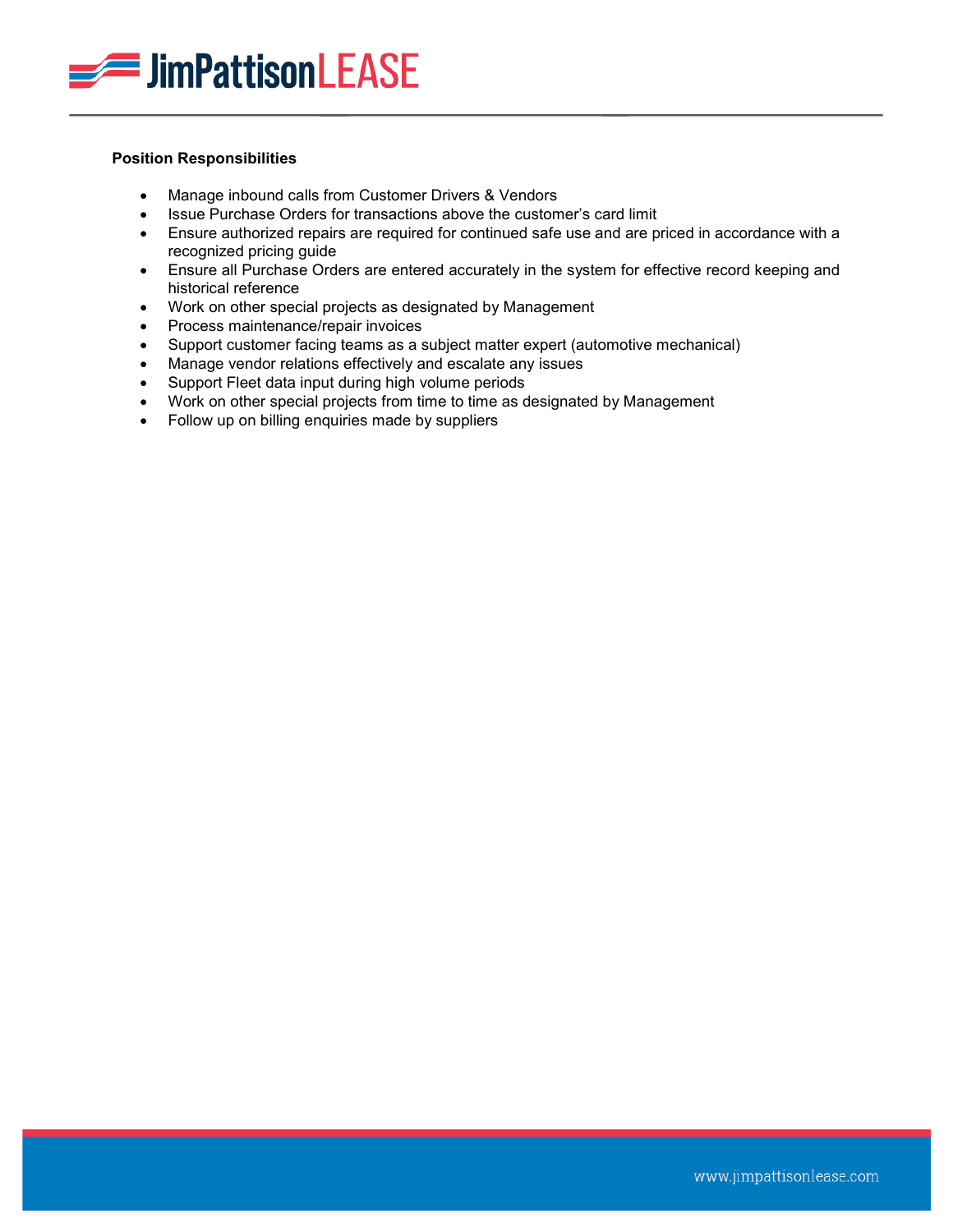**Position Responsibilities**

- Manage inbound calls from Customer Drivers & Vendors
- Issue Purchase Orders for transactions above the customer's card limit
- Ensure authorized repairs are required for continued safe use and are priced in accordance with a recognized pricing guide
- Ensure all Purchase Orders are entered accurately in the system for effective record keeping and historical reference
- Work on other special projects as designated by Management
- Process maintenance/repair invoices
- Support customer facing teams as a subject matter expert (automotive mechanical)
- Manage vendor relations effectively and escalate any issues
- Support Fleet data input during high volume periods
- Work on other special projects from time to time as designated by Management
- Follow up on billing enquiries made by suppliers